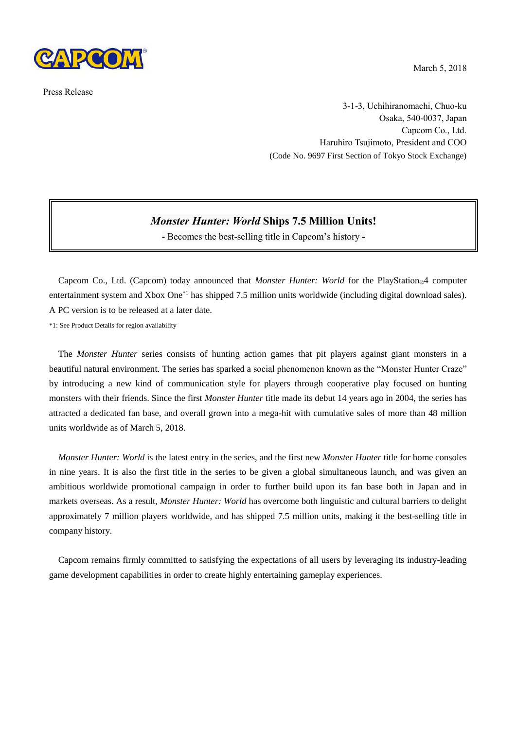CAPCOM

March 5, 2018

Press Release

3-1-3, Uchihiranomachi, Chuo-ku
Osaka, 540-0037, Japan
Capcom Co., Ltd.
Haruhiro Tsujimoto, President and COO
(Code No. 9697 First Section of Tokyo Stock Exchange)

# *Monster Hunter: World* Ships 7.5 Million Units!

- Becomes the best-selling title in Capcom's history -

Capcom Co., Ltd. (Capcom) today announced that *Monster Hunter: World* for the PlayStation®4 computer entertainment system and Xbox One[*1] has shipped 7.5 million units worldwide (including digital download sales). A PC version is to be released at a later date.

*1: See Product Details for region availability

The *Monster Hunter* series consists of hunting action games that pit players against giant monsters in a beautiful natural environment. The series has sparked a social phenomenon known as the "Monster Hunter Craze" by introducing a new kind of communication style for players through cooperative play focused on hunting monsters with their friends. Since the first *Monster Hunter* title made its debut 14 years ago in 2004, the series has attracted a dedicated fan base, and overall grown into a mega-hit with cumulative sales of more than 48 million units worldwide as of March 5, 2018.

*Monster Hunter: World* is the latest entry in the series, and the first new *Monster Hunter* title for home consoles in nine years. It is also the first title in the series to be given a global simultaneous launch, and was given an ambitious worldwide promotional campaign in order to further build upon its fan base both in Japan and in markets overseas. As a result, *Monster Hunter: World* has overcome both linguistic and cultural barriers to delight approximately 7 million players worldwide, and has shipped 7.5 million units, making it the best-selling title in company history.

Capcom remains firmly committed to satisfying the expectations of all users by leveraging its industry-leading game development capabilities in order to create highly entertaining gameplay experiences.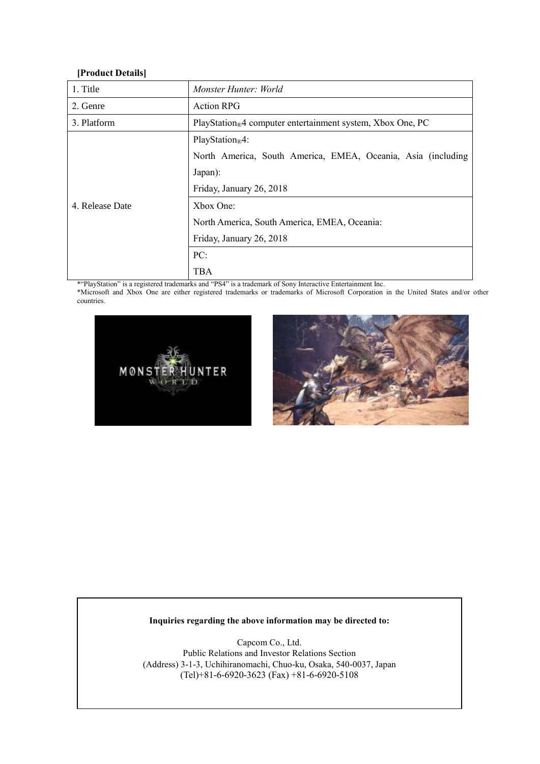**[Product Details]**

| | |
|---|---|
| 1. Title | *Monster Hunter: World* |
| 2. Genre | Action RPG |
| 3. Platform | PlayStation®4 computer entertainment system, Xbox One, PC |
| 4. Release Date | PlayStation®4:<br>North America, South America, EMEA, Oceania, Asia (including Japan):<br>Friday, January 26, 2018 |
| | Xbox One:<br>North America, South America, EMEA, Oceania:<br>Friday, January 26, 2018 |
| | PC:<br>TBA |

*"PlayStation" is a registered trademarks and "PS4" is a trademark of Sony Interactive Entertainment Inc.
*Microsoft and Xbox One are either registered trademarks or trademarks of Microsoft Corporation in the United States and/or other countries.

**Inquiries regarding the above information may be directed to:**

Capcom Co., Ltd.
Public Relations and Investor Relations Section
(Address) 3-1-3, Uchihiranomachi, Chuo-ku, Osaka, 540-0037, Japan
(Tel)+81-6-6920-3623 (Fax) +81-6-6920-5108